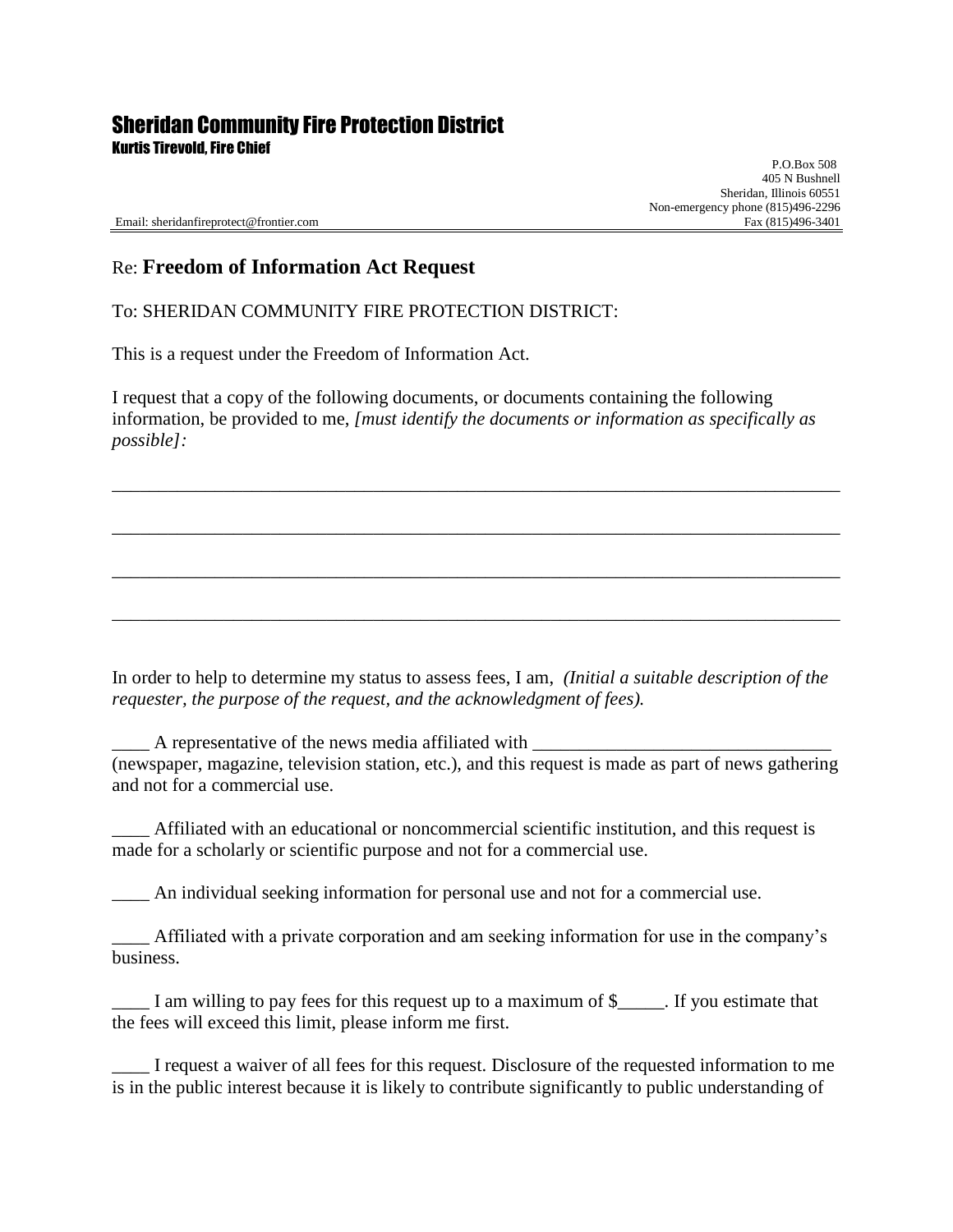# Sheridan Community Fire Protection District

**Kurtis Tirevold, Fire Chief**

P.O.Box 508
405 N Bushnell
Sheridan, Illinois 60551
Non-emergency phone (815)496-2296
Fax (815)496-3401

Email: sheridanfireprotect@frontier.com

---

Re: **Freedom of Information Act Request**

To: SHERIDAN COMMUNITY FIRE PROTECTION DISTRICT:

This is a request under the Freedom of Information Act.

I request that a copy of the following documents, or documents containing the following information, be provided to me, *[must identify the documents or information as specifically as possible]:*

______________________________________________________________________________

______________________________________________________________________________

______________________________________________________________________________

______________________________________________________________________________

In order to help to determine my status to assess fees, I am, *(Initial a suitable description of the requester, the purpose of the request, and the acknowledgment of fees).*

____ A representative of the news media affiliated with ________________________________ (newspaper, magazine, television station, etc.), and this request is made as part of news gathering and not for a commercial use.

____ Affiliated with an educational or noncommercial scientific institution, and this request is made for a scholarly or scientific purpose and not for a commercial use.

____ An individual seeking information for personal use and not for a commercial use.

____ Affiliated with a private corporation and am seeking information for use in the company's business.

____ I am willing to pay fees for this request up to a maximum of $_____. If you estimate that the fees will exceed this limit, please inform me first.

____ I request a waiver of all fees for this request. Disclosure of the requested information to me is in the public interest because it is likely to contribute significantly to public understanding of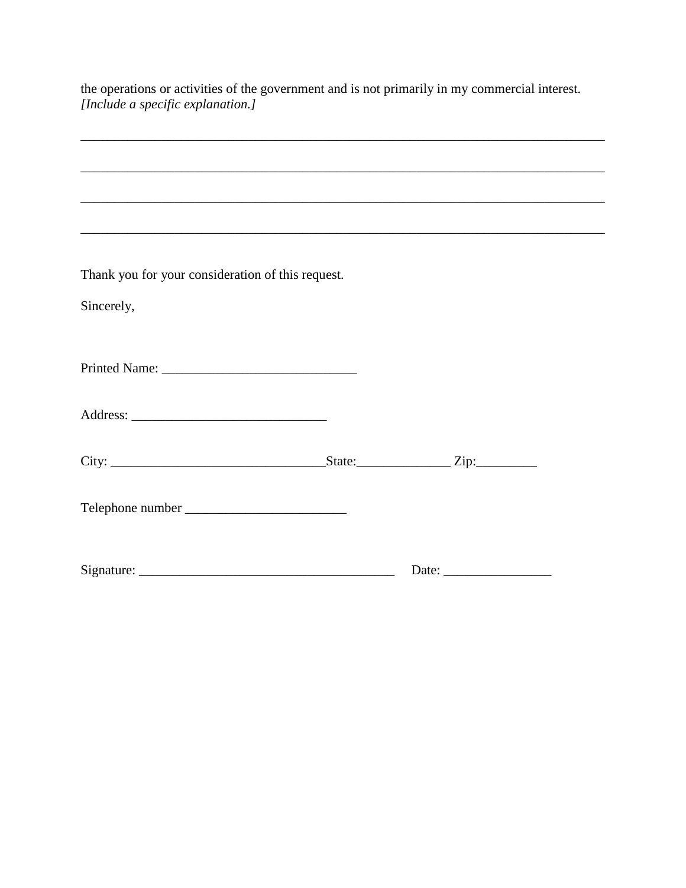the operations or activities of the government and is not primarily in my commercial interest. *[Include a specific explanation.]*

________________________________________________________________________________

________________________________________________________________________________

________________________________________________________________________________

________________________________________________________________________________

Thank you for your consideration of this request.

Sincerely,

Printed Name: _____________________________

Address: _____________________________

City: ________________________________State:______________ Zip:_________

Telephone number ________________________

Signature: ______________________________________ Date: ________________